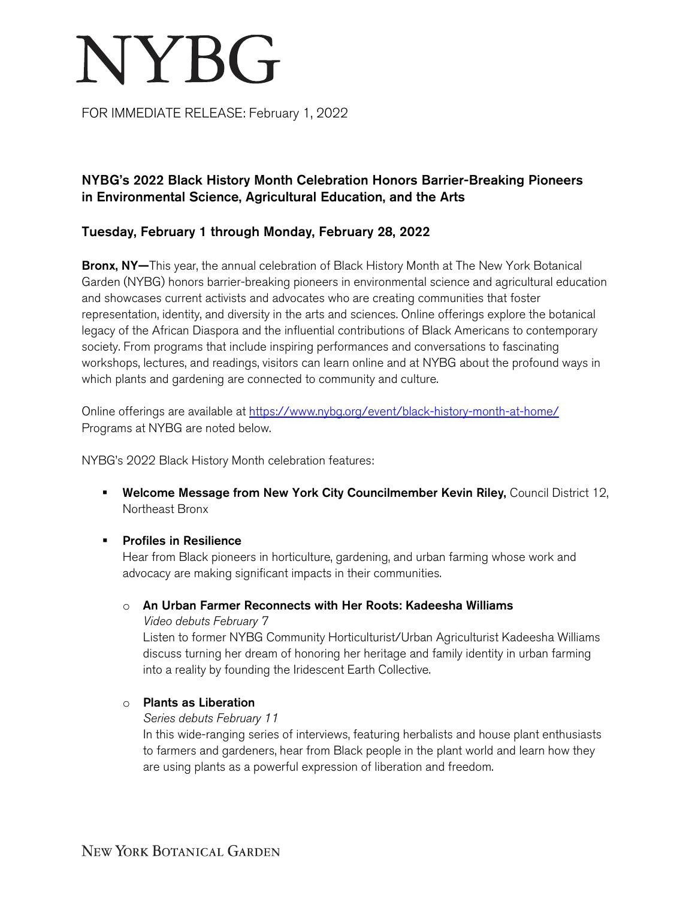# NYBG

FOR IMMEDIATE RELEASE: February 1, 2022

## NYBG's 2022 Black History Month Celebration Honors Barrier-Breaking Pioneers in Environmental Science, Agricultural Education, and the Arts

### Tuesday, February 1 through Monday, February 28, 2022

**Bronx, NY—**This year, the annual celebration of Black History Month at The New York Botanical Garden (NYBG) honors barrier-breaking pioneers in environmental science and agricultural education and showcases current activists and advocates who are creating communities that foster representation, identity, and diversity in the arts and sciences. Online offerings explore the botanical legacy of the African Diaspora and the influential contributions of Black Americans to contemporary society. From programs that include inspiring performances and conversations to fascinating workshops, lectures, and readings, visitors can learn online and at NYBG about the profound ways in which plants and gardening are connected to community and culture.

Online offerings are available at https://www.nybg.org/event/black-history-month-at-home/
Programs at NYBG are noted below.

NYBG's 2022 Black History Month celebration features:

- **Welcome Message from New York City Councilmember Kevin Riley,** Council District 12, Northeast Bronx

- **Profiles in Resilience**
  Hear from Black pioneers in horticulture, gardening, and urban farming whose work and advocacy are making significant impacts in their communities.

  - **An Urban Farmer Reconnects with Her Roots: Kadeesha Williams**
    *Video debuts February 7*
    Listen to former NYBG Community Horticulturist/Urban Agriculturist Kadeesha Williams discuss turning her dream of honoring her heritage and family identity in urban farming into a reality by founding the Iridescent Earth Collective.

  - **Plants as Liberation**
    *Series debuts February 11*
    In this wide-ranging series of interviews, featuring herbalists and house plant enthusiasts to farmers and gardeners, hear from Black people in the plant world and learn how they are using plants as a powerful expression of liberation and freedom.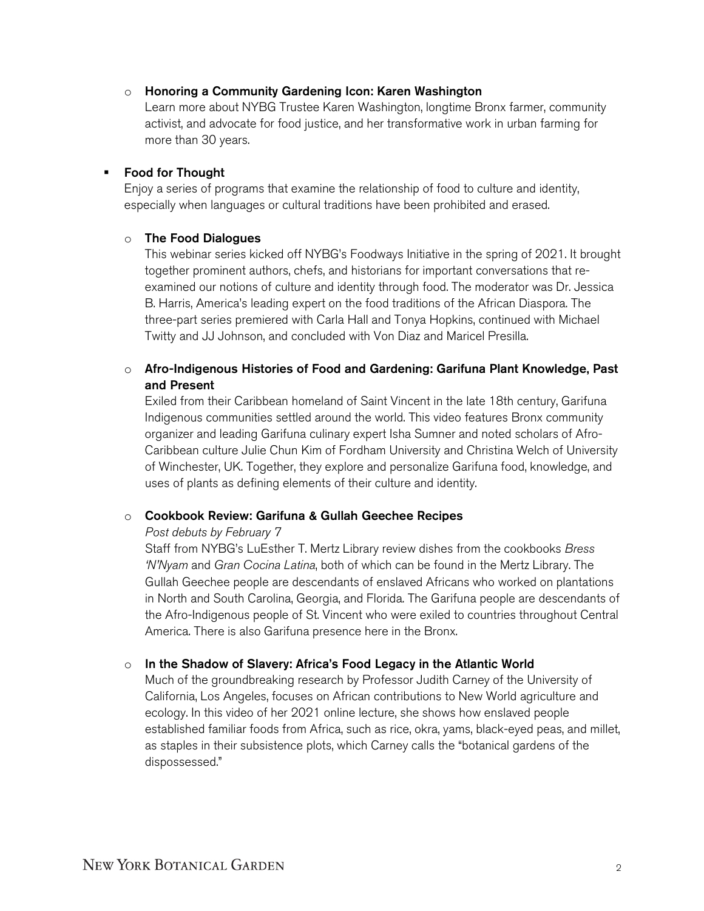- **Honoring a Community Gardening Icon: Karen Washington**
  Learn more about NYBG Trustee Karen Washington, longtime Bronx farmer, community activist, and advocate for food justice, and her transformative work in urban farming for more than 30 years.

- **Food for Thought**
  Enjoy a series of programs that examine the relationship of food to culture and identity, especially when languages or cultural traditions have been prohibited and erased.

  - **The Food Dialogues**
    This webinar series kicked off NYBG's Foodways Initiative in the spring of 2021. It brought together prominent authors, chefs, and historians for important conversations that re-examined our notions of culture and identity through food. The moderator was Dr. Jessica B. Harris, America's leading expert on the food traditions of the African Diaspora. The three-part series premiered with Carla Hall and Tonya Hopkins, continued with Michael Twitty and JJ Johnson, and concluded with Von Diaz and Maricel Presilla.

  - **Afro-Indigenous Histories of Food and Gardening: Garifuna Plant Knowledge, Past and Present**
    Exiled from their Caribbean homeland of Saint Vincent in the late 18th century, Garifuna Indigenous communities settled around the world. This video features Bronx community organizer and leading Garifuna culinary expert Isha Sumner and noted scholars of Afro-Caribbean culture Julie Chun Kim of Fordham University and Christina Welch of University of Winchester, UK. Together, they explore and personalize Garifuna food, knowledge, and uses of plants as defining elements of their culture and identity.

  - **Cookbook Review: Garifuna & Gullah Geechee Recipes**
    *Post debuts by February 7*
    Staff from NYBG's LuEsther T. Mertz Library review dishes from the cookbooks *Bress 'N'Nyam* and *Gran Cocina Latina*, both of which can be found in the Mertz Library. The Gullah Geechee people are descendants of enslaved Africans who worked on plantations in North and South Carolina, Georgia, and Florida. The Garifuna people are descendants of the Afro-Indigenous people of St. Vincent who were exiled to countries throughout Central America. There is also Garifuna presence here in the Bronx.

  - **In the Shadow of Slavery: Africa's Food Legacy in the Atlantic World**
    Much of the groundbreaking research by Professor Judith Carney of the University of California, Los Angeles, focuses on African contributions to New World agriculture and ecology. In this video of her 2021 online lecture, she shows how enslaved people established familiar foods from Africa, such as rice, okra, yams, black-eyed peas, and millet, as staples in their subsistence plots, which Carney calls the "botanical gardens of the dispossessed."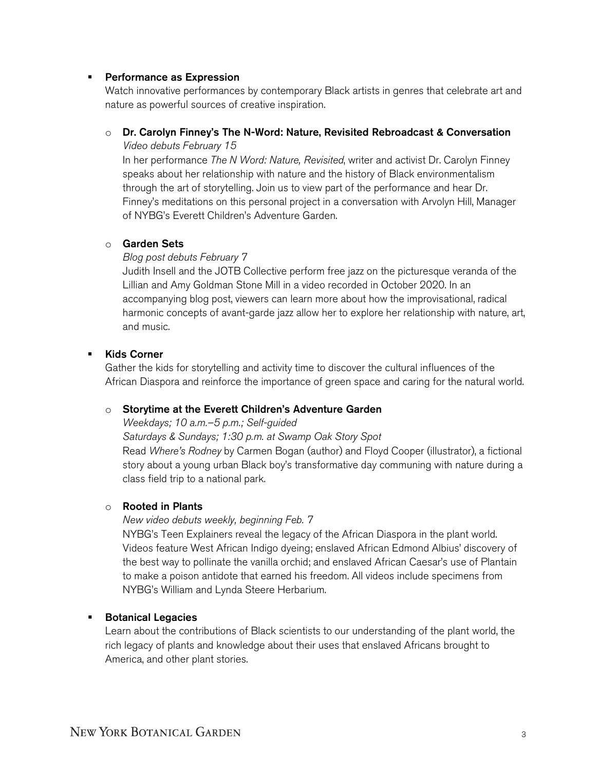- **Performance as Expression**
  Watch innovative performances by contemporary Black artists in genres that celebrate art and nature as powerful sources of creative inspiration.

  - **Dr. Carolyn Finney's The N-Word: Nature, Revisited Rebroadcast & Conversation**
    *Video debuts February 15*
    In her performance *The N Word: Nature, Revisited*, writer and activist Dr. Carolyn Finney speaks about her relationship with nature and the history of Black environmentalism through the art of storytelling. Join us to view part of the performance and hear Dr. Finney's meditations on this personal project in a conversation with Arvolyn Hill, Manager of NYBG's Everett Children's Adventure Garden.

  - **Garden Sets**
    *Blog post debuts February 7*
    Judith Insell and the JOTB Collective perform free jazz on the picturesque veranda of the Lillian and Amy Goldman Stone Mill in a video recorded in October 2020. In an accompanying blog post, viewers can learn more about how the improvisational, radical harmonic concepts of avant-garde jazz allow her to explore her relationship with nature, art, and music.

- **Kids Corner**
  Gather the kids for storytelling and activity time to discover the cultural influences of the African Diaspora and reinforce the importance of green space and caring for the natural world.

  - **Storytime at the Everett Children's Adventure Garden**
    *Weekdays; 10 a.m.–5 p.m.; Self-guided*
    *Saturdays & Sundays; 1:30 p.m. at Swamp Oak Story Spot*
    Read *Where's Rodney* by Carmen Bogan (author) and Floyd Cooper (illustrator), a fictional story about a young urban Black boy's transformative day communing with nature during a class field trip to a national park.

  - **Rooted in Plants**
    *New video debuts weekly, beginning Feb. 7*
    NYBG's Teen Explainers reveal the legacy of the African Diaspora in the plant world. Videos feature West African Indigo dyeing; enslaved African Edmond Albius' discovery of the best way to pollinate the vanilla orchid; and enslaved African Caesar's use of Plantain to make a poison antidote that earned his freedom. All videos include specimens from NYBG's William and Lynda Steere Herbarium.

- **Botanical Legacies**
  Learn about the contributions of Black scientists to our understanding of the plant world, the rich legacy of plants and knowledge about their uses that enslaved Africans brought to America, and other plant stories.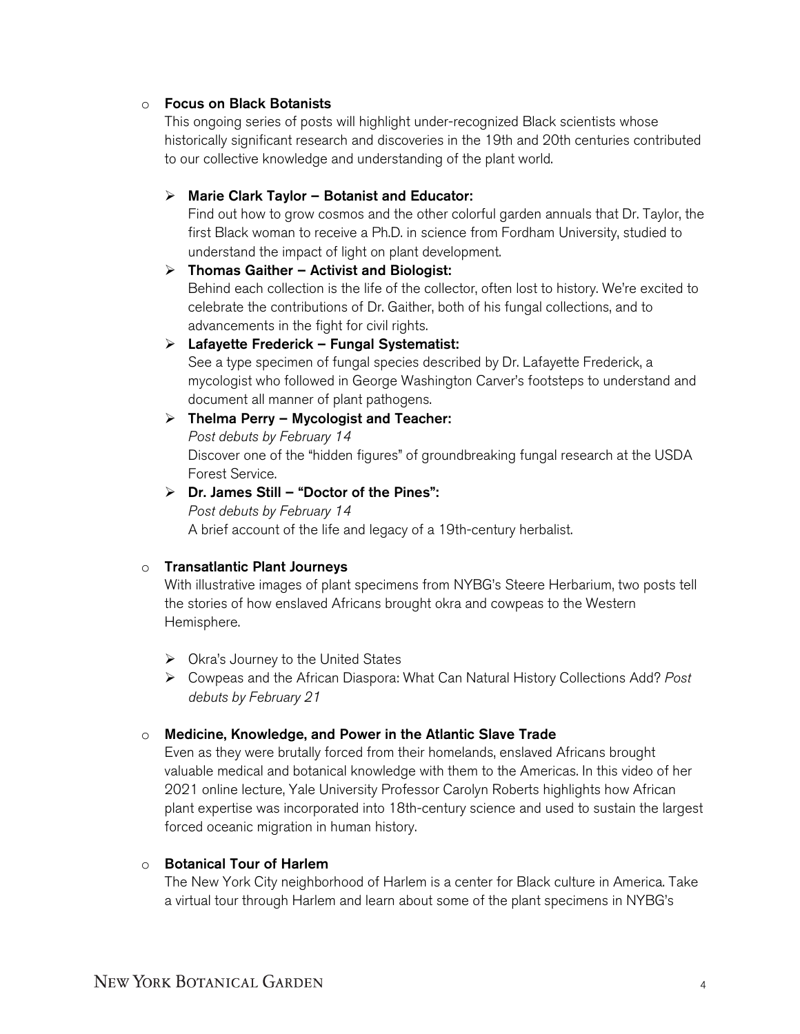- **Focus on Black Botanists**

  This ongoing series of posts will highlight under-recognized Black scientists whose historically significant research and discoveries in the 19th and 20th centuries contributed to our collective knowledge and understanding of the plant world.

  - **Marie Clark Taylor – Botanist and Educator:**
    Find out how to grow cosmos and the other colorful garden annuals that Dr. Taylor, the first Black woman to receive a Ph.D. in science from Fordham University, studied to understand the impact of light on plant development.
  - **Thomas Gaither – Activist and Biologist:**
    Behind each collection is the life of the collector, often lost to history. We're excited to celebrate the contributions of Dr. Gaither, both of his fungal collections, and to advancements in the fight for civil rights.
  - **Lafayette Frederick – Fungal Systematist:**
    See a type specimen of fungal species described by Dr. Lafayette Frederick, a mycologist who followed in George Washington Carver's footsteps to understand and document all manner of plant pathogens.
  - **Thelma Perry – Mycologist and Teacher:**
    *Post debuts by February 14*
    Discover one of the "hidden figures" of groundbreaking fungal research at the USDA Forest Service.
  - **Dr. James Still – "Doctor of the Pines":**
    *Post debuts by February 14*
    A brief account of the life and legacy of a 19th-century herbalist.

- **Transatlantic Plant Journeys**

  With illustrative images of plant specimens from NYBG's Steere Herbarium, two posts tell the stories of how enslaved Africans brought okra and cowpeas to the Western Hemisphere.

  - Okra's Journey to the United States
  - Cowpeas and the African Diaspora: What Can Natural History Collections Add? *Post debuts by February 21*

- **Medicine, Knowledge, and Power in the Atlantic Slave Trade**

  Even as they were brutally forced from their homelands, enslaved Africans brought valuable medical and botanical knowledge with them to the Americas. In this video of her 2021 online lecture, Yale University Professor Carolyn Roberts highlights how African plant expertise was incorporated into 18th-century science and used to sustain the largest forced oceanic migration in human history.

- **Botanical Tour of Harlem**

  The New York City neighborhood of Harlem is a center for Black culture in America. Take a virtual tour through Harlem and learn about some of the plant specimens in NYBG's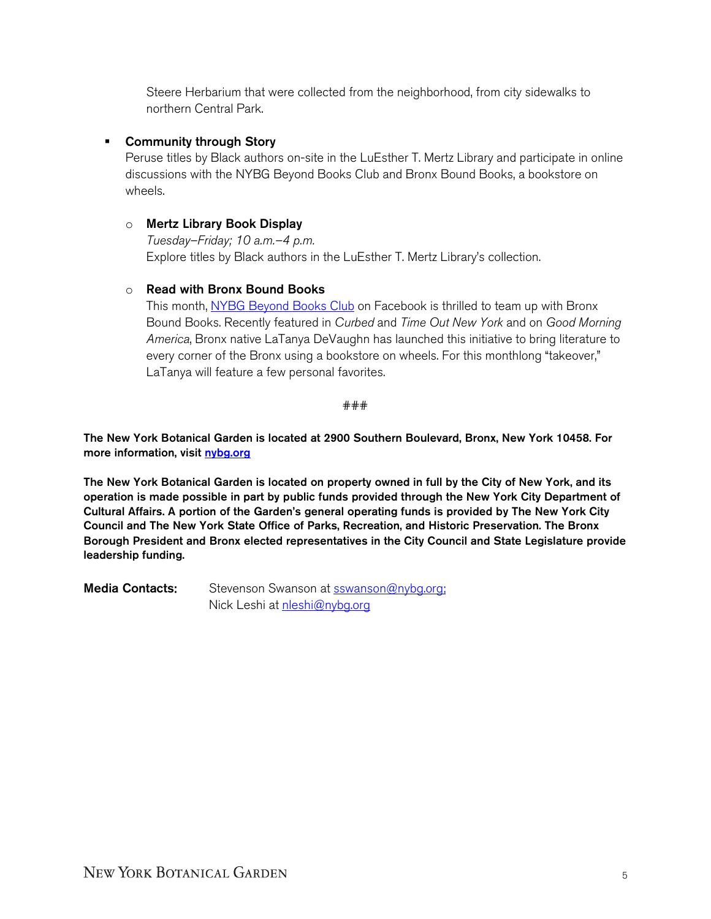Steere Herbarium that were collected from the neighborhood, from city sidewalks to northern Central Park.

- **Community through Story**
  Peruse titles by Black authors on-site in the LuEsther T. Mertz Library and participate in online discussions with the NYBG Beyond Books Club and Bronx Bound Books, a bookstore on wheels.

  - **Mertz Library Book Display**
    *Tuesday–Friday; 10 a.m.–4 p.m.*
    Explore titles by Black authors in the LuEsther T. Mertz Library's collection.

  - **Read with Bronx Bound Books**
    This month, [NYBG Beyond Books Club](NYBG Beyond Books Club) on Facebook is thrilled to team up with Bronx Bound Books. Recently featured in *Curbed* and *Time Out New York* and on *Good Morning America*, Bronx native LaTanya DeVaughn has launched this initiative to bring literature to every corner of the Bronx using a bookstore on wheels. For this monthlong "takeover," LaTanya will feature a few personal favorites.

###

**The New York Botanical Garden is located at 2900 Southern Boulevard, Bronx, New York 10458. For more information, visit [nybg.org](nybg.org)**

**The New York Botanical Garden is located on property owned in full by the City of New York, and its operation is made possible in part by public funds provided through the New York City Department of Cultural Affairs. A portion of the Garden's general operating funds is provided by The New York City Council and The New York State Office of Parks, Recreation, and Historic Preservation. The Bronx Borough President and Bronx elected representatives in the City Council and State Legislature provide leadership funding.**

**Media Contacts:** Stevenson Swanson at [sswanson@nybg.org](mailto:sswanson@nybg.org);
Nick Leshi at [nleshi@nybg.org](mailto:nleshi@nybg.org)